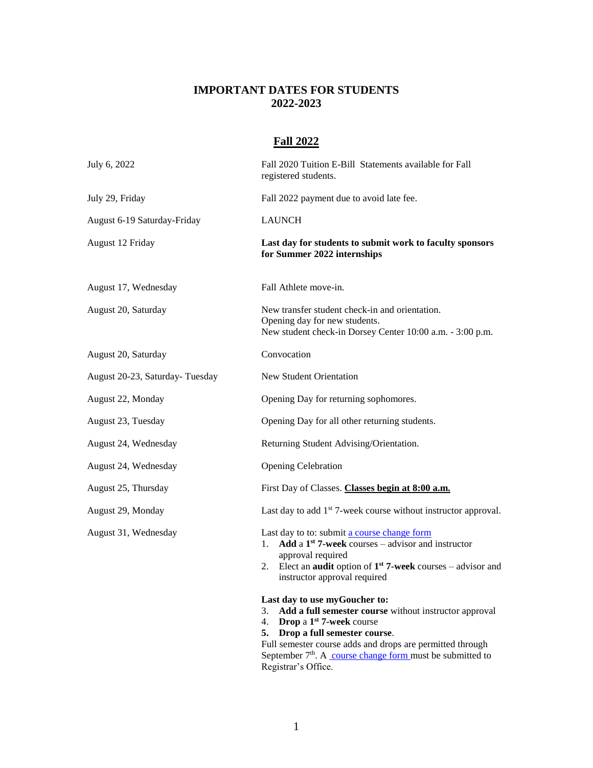# IMPORTANT DATES FOR STUDENTS
# 2022-2023

## Fall 2022

| | |
|---|---|
| July 6, 2022 | Fall 2020 Tuition E-Bill Statements available for Fall registered students. |
| July 29, Friday | Fall 2022 payment due to avoid late fee. |
| August 6-19 Saturday-Friday | LAUNCH |
| August 12 Friday | **Last day for students to submit work to faculty sponsors for Summer 2022 internships** |
| August 17, Wednesday | Fall Athlete move-in. |
| August 20, Saturday | New transfer student check-in and orientation.<br>Opening day for new students.<br>New student check-in Dorsey Center 10:00 a.m. - 3:00 p.m. |
| August 20, Saturday | Convocation |
| August 20-23, Saturday- Tuesday | New Student Orientation |
| August 22, Monday | Opening Day for returning sophomores. |
| August 23, Tuesday | Opening Day for all other returning students. |
| August 24, Wednesday | Returning Student Advising/Orientation. |
| August 24, Wednesday | Opening Celebration |
| August 25, Thursday | First Day of Classes. **Classes begin at 8:00 a.m.** |
| August 29, Monday | Last day to add 1st 7-week course without instructor approval. |
| August 31, Wednesday | Last day to to: submit a course change form<br>1. **Add** a **1st 7-week** courses – advisor and instructor approval required<br>2. Elect an **audit** option of **1st 7-week** courses – advisor and instructor approval required<br><br>**Last day to use myGoucher to:**<br>3. **Add a full semester course** without instructor approval<br>4. **Drop** a **1st 7-week** course<br>5. **Drop a full semester course**.<br>Full semester course adds and drops are permitted through September 7th. A course change form must be submitted to Registrar's Office. |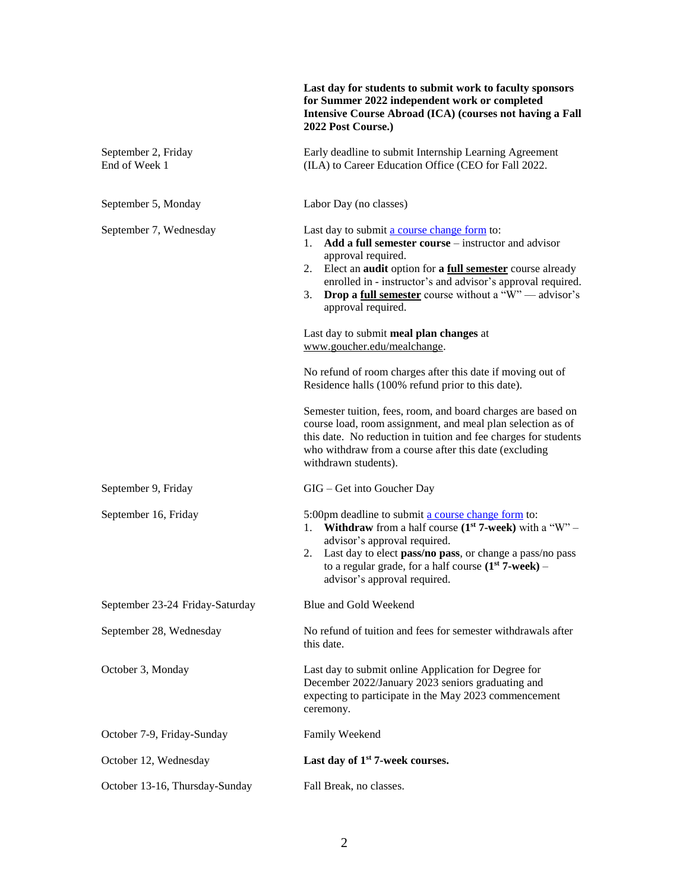| | |
|---|---|
| | **Last day for students to submit work to faculty sponsors for Summer 2022 independent work or completed Intensive Course Abroad (ICA) (courses not having a Fall 2022 Post Course.)** |
| September 2, Friday<br>End of Week 1 | Early deadline to submit Internship Learning Agreement (ILA) to Career Education Office (CEO for Fall 2022. |
| September 5, Monday | Labor Day (no classes) |
| September 7, Wednesday | Last day to submit a course change form to:<br>1. **Add a full semester course** – instructor and advisor approval required.<br>2. Elect an **audit** option for **a <u>full semester</u>** course already enrolled in - instructor's and advisor's approval required.<br>3. **Drop a <u>full semester</u>** course without a "W" — advisor's approval required.<br><br>Last day to submit **meal plan changes** at www.goucher.edu/mealchange.<br><br>No refund of room charges after this date if moving out of Residence halls (100% refund prior to this date).<br><br>Semester tuition, fees, room, and board charges are based on course load, room assignment, and meal plan selection as of this date. No reduction in tuition and fee charges for students who withdraw from a course after this date (excluding withdrawn students). |
| September 9, Friday | GIG – Get into Goucher Day |
| September 16, Friday | 5:00pm deadline to submit a course change form to:<br>1. **Withdraw** from a half course **(1st 7-week)** with a "W" – advisor's approval required.<br>2. Last day to elect **pass/no pass**, or change a pass/no pass to a regular grade, for a half course **(1st 7-week)** – advisor's approval required. |
| September 23-24 Friday-Saturday | Blue and Gold Weekend |
| September 28, Wednesday | No refund of tuition and fees for semester withdrawals after this date. |
| October 3, Monday | Last day to submit online Application for Degree for December 2022/January 2023 seniors graduating and expecting to participate in the May 2023 commencement ceremony. |
| October 7-9, Friday-Sunday | Family Weekend |
| October 12, Wednesday | **Last day of 1st 7-week courses.** |
| October 13-16, Thursday-Sunday | Fall Break, no classes. |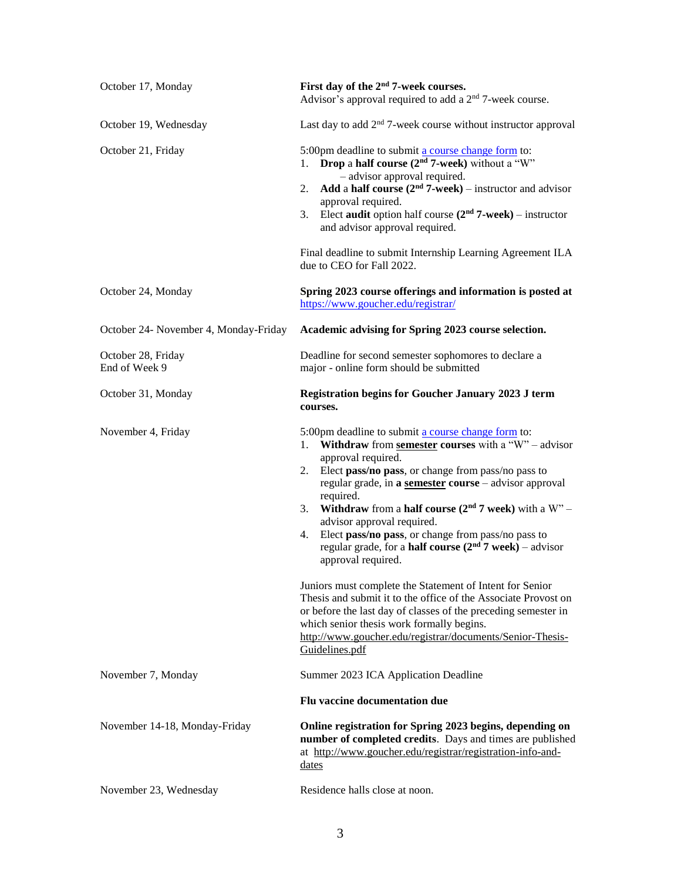| | |
|---|---|
| October 17, Monday | **First day of the 2nd 7-week courses.** Advisor's approval required to add a 2nd 7-week course. |
| October 19, Wednesday | Last day to add 2nd 7-week course without instructor approval |
| October 21, Friday | 5:00pm deadline to submit a course change form to: 1. **Drop** a **half course (2nd 7-week)** without a "W" – advisor approval required. 2. **Add** a **half course (2nd 7-week)** – instructor and advisor approval required. 3. Elect **audit** option half course **(2nd 7-week)** – instructor and advisor approval required. <br><br> Final deadline to submit Internship Learning Agreement ILA due to CEO for Fall 2022. |
| October 24, Monday | **Spring 2023 course offerings and information is posted at** https://www.goucher.edu/registrar/ |
| October 24- November 4, Monday-Friday | **Academic advising for Spring 2023 course selection.** |
| October 28, Friday<br>End of Week 9 | Deadline for second semester sophomores to declare a major - online form should be submitted |
| October 31, Monday | **Registration begins for Goucher January 2023 J term courses.** |
| November 4, Friday | 5:00pm deadline to submit a course change form to: 1. **Withdraw** from **semester courses** with a "W" – advisor approval required. 2. Elect **pass/no pass**, or change from pass/no pass to regular grade, in **a semester course** – advisor approval required. 3. **Withdraw** from a **half course (2nd 7 week)** with a W" – advisor approval required. 4. Elect **pass/no pass**, or change from pass/no pass to regular grade, for a **half course (2nd 7 week)** – advisor approval required. <br><br> Juniors must complete the Statement of Intent for Senior Thesis and submit it to the office of the Associate Provost on or before the last day of classes of the preceding semester in which senior thesis work formally begins. http://www.goucher.edu/registrar/documents/Senior-Thesis-Guidelines.pdf |
| November 7, Monday | Summer 2023 ICA Application Deadline <br><br> **Flu vaccine documentation due** |
| November 14-18, Monday-Friday | **Online registration for Spring 2023 begins, depending on number of completed credits**. Days and times are published at http://www.goucher.edu/registrar/registration-info-and-dates |
| November 23, Wednesday | Residence halls close at noon. |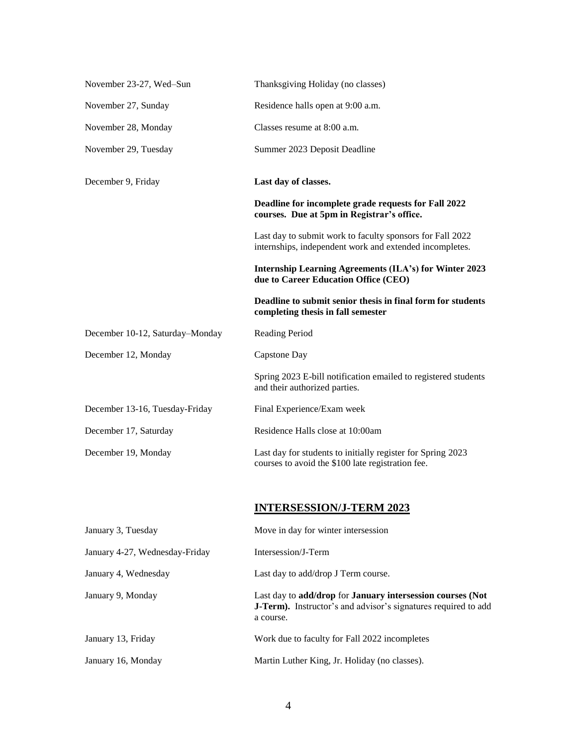| | |
|---|---|
| November 23-27, Wed–Sun | Thanksgiving Holiday (no classes) |
| November 27, Sunday | Residence halls open at 9:00 a.m. |
| November 28, Monday | Classes resume at 8:00 a.m. |
| November 29, Tuesday | Summer 2023 Deposit Deadline |
| December 9, Friday | **Last day of classes.** |
| | **Deadline for incomplete grade requests for Fall 2022 courses. Due at 5pm in Registrar's office.** |
| | Last day to submit work to faculty sponsors for Fall 2022 internships, independent work and extended incompletes. |
| | **Internship Learning Agreements (ILA's) for Winter 2023 due to Career Education Office (CEO)** |
| | **Deadline to submit senior thesis in final form for students completing thesis in fall semester** |
| December 10-12, Saturday–Monday | Reading Period |
| December 12, Monday | Capstone Day |
| | Spring 2023 E-bill notification emailed to registered students and their authorized parties. |
| December 13-16, Tuesday-Friday | Final Experience/Exam week |
| December 17, Saturday | Residence Halls close at 10:00am |
| December 19, Monday | Last day for students to initially register for Spring 2023 courses to avoid the $100 late registration fee. |

## INTERSESSION/J-TERM 2023

| | |
|---|---|
| January 3, Tuesday | Move in day for winter intersession |
| January 4-27, Wednesday-Friday | Intersession/J-Term |
| January 4, Wednesday | Last day to add/drop J Term course. |
| January 9, Monday | Last day to **add/drop** for **January intersession courses (Not J-Term).** Instructor's and advisor's signatures required to add a course. |
| January 13, Friday | Work due to faculty for Fall 2022 incompletes |
| January 16, Monday | Martin Luther King, Jr. Holiday (no classes). |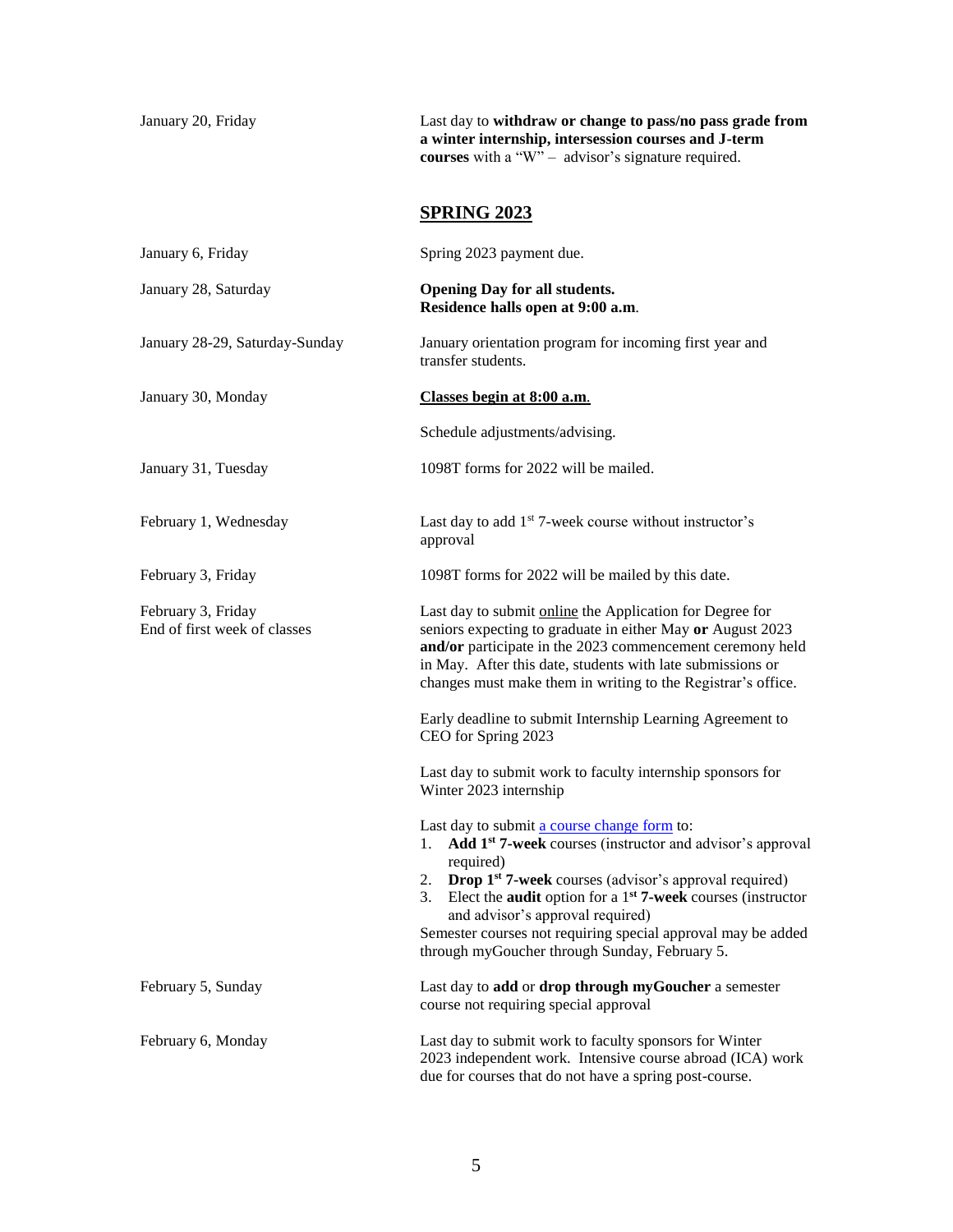| | |
|---|---|
| January 20, Friday | Last day to **withdraw or change to pass/no pass grade from a winter internship, intersession courses and J-term courses** with a "W" – advisor's signature required. |

## SPRING 2023

| | |
|---|---|
| January 6, Friday | Spring 2023 payment due. |
| January 28, Saturday | **Opening Day for all students. Residence halls open at 9:00 a.m**. |
| January 28-29, Saturday-Sunday | January orientation program for incoming first year and transfer students. |
| January 30, Monday | **Classes begin at 8:00 a.m**. |
| | Schedule adjustments/advising. |
| January 31, Tuesday | 1098T forms for 2022 will be mailed. |
| February 1, Wednesday | Last day to add 1st 7-week course without instructor's approval |
| February 3, Friday | 1098T forms for 2022 will be mailed by this date. |
| February 3, Friday<br>End of first week of classes | Last day to submit online the Application for Degree for seniors expecting to graduate in either May **or** August 2023 **and/or** participate in the 2023 commencement ceremony held in May. After this date, students with late submissions or changes must make them in writing to the Registrar's office. |
| | Early deadline to submit Internship Learning Agreement to CEO for Spring 2023 |
| | Last day to submit work to faculty internship sponsors for Winter 2023 internship |
| | Last day to submit a course change form to:<br>1. **Add 1st 7-week** courses (instructor and advisor's approval required)<br>2. **Drop 1st 7-week** courses (advisor's approval required)<br>3. Elect the **audit** option for a 1st **7-week** courses (instructor and advisor's approval required)<br>Semester courses not requiring special approval may be added through myGoucher through Sunday, February 5. |
| February 5, Sunday | Last day to **add** or **drop through myGoucher** a semester course not requiring special approval |
| February 6, Monday | Last day to submit work to faculty sponsors for Winter 2023 independent work. Intensive course abroad (ICA) work due for courses that do not have a spring post-course. |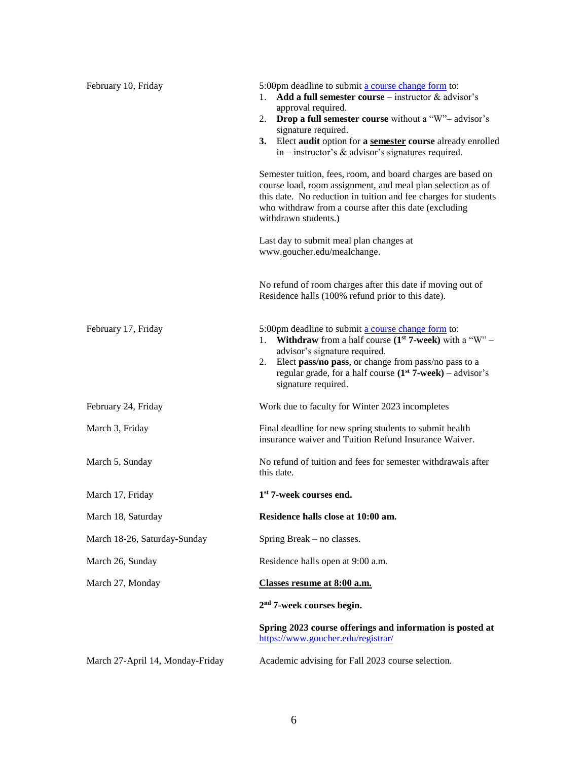| | |
|---|---|
| February 10, Friday | 5:00pm deadline to submit a course change form to:<br>1. **Add a full semester course** – instructor & advisor's approval required.<br>2. **Drop a full semester course** without a "W"– advisor's signature required.<br>**3.** Elect **audit** option for **a <u>semester</u> course** already enrolled in – instructor's & advisor's signatures required.<br><br>Semester tuition, fees, room, and board charges are based on course load, room assignment, and meal plan selection as of this date. No reduction in tuition and fee charges for students who withdraw from a course after this date (excluding withdrawn students.)<br><br>Last day to submit meal plan changes at www.goucher.edu/mealchange.<br><br>No refund of room charges after this date if moving out of Residence halls (100% refund prior to this date). |
| February 17, Friday | 5:00pm deadline to submit a course change form to:<br>1. **Withdraw** from a half course **(1st 7-week)** with a "W" – advisor's signature required.<br>2. Elect **pass/no pass**, or change from pass/no pass to a regular grade, for a half course **(1st 7-week)** – advisor's signature required. |
| February 24, Friday | Work due to faculty for Winter 2023 incompletes |
| March 3, Friday | Final deadline for new spring students to submit health insurance waiver and Tuition Refund Insurance Waiver. |
| March 5, Sunday | No refund of tuition and fees for semester withdrawals after this date. |
| March 17, Friday | **1st 7-week courses end.** |
| March 18, Saturday | **Residence halls close at 10:00 am.** |
| March 18-26, Saturday-Sunday | Spring Break – no classes. |
| March 26, Sunday | Residence halls open at 9:00 a.m. |
| March 27, Monday | **<u>Classes resume at 8:00 a.m.</u>**<br><br>**2nd 7-week courses begin.**<br><br>**Spring 2023 course offerings and information is posted at** https://www.goucher.edu/registrar/ |
| March 27-April 14, Monday-Friday | Academic advising for Fall 2023 course selection. |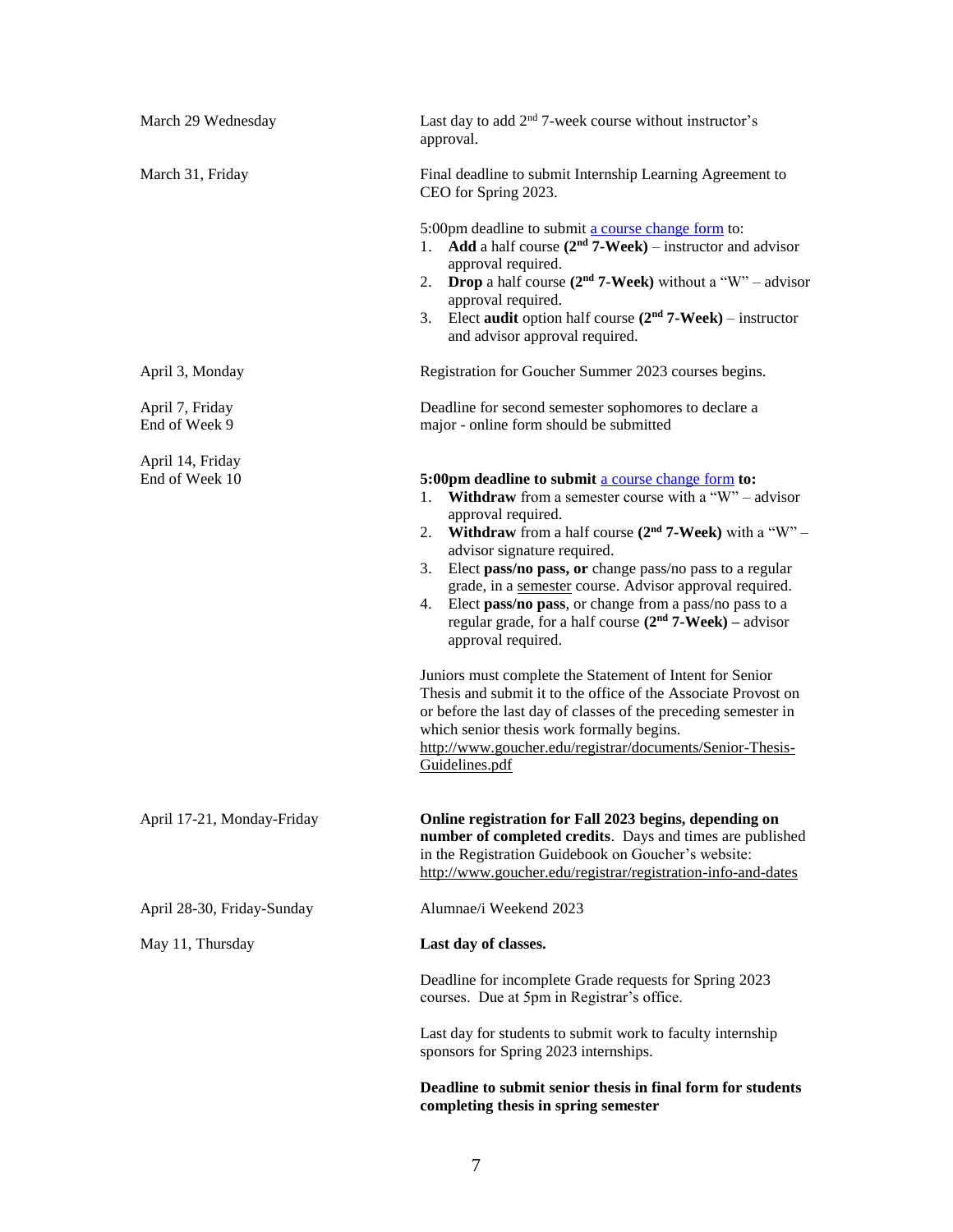| | |
|---|---|
| March 29 Wednesday | Last day to add 2nd 7-week course without instructor's approval. |
| March 31, Friday | Final deadline to submit Internship Learning Agreement to CEO for Spring 2023.<br><br>5:00pm deadline to submit [a course change form]() to:<br>1. **Add** a half course **(2nd 7-Week)** – instructor and advisor approval required.<br>2. **Drop** a half course **(2nd 7-Week)** without a "W" – advisor approval required.<br>3. Elect **audit** option half course **(2nd 7-Week)** – instructor and advisor approval required. |
| April 3, Monday | Registration for Goucher Summer 2023 courses begins. |
| April 7, Friday<br>End of Week 9 | Deadline for second semester sophomores to declare a major - online form should be submitted |
| April 14, Friday<br>End of Week 10 | **5:00pm deadline to submit** [a course change form]() **to:**<br>1. **Withdraw** from a semester course with a "W" – advisor approval required.<br>2. **Withdraw** from a half course **(2nd 7-Week)** with a "W" – advisor signature required.<br>3. Elect **pass/no pass, or** change pass/no pass to a regular grade, in a semester course. Advisor approval required.<br>4. Elect **pass/no pass**, or change from a pass/no pass to a regular grade, for a half course **(2nd 7-Week) –** advisor approval required.<br><br>Juniors must complete the Statement of Intent for Senior Thesis and submit it to the office of the Associate Provost on or before the last day of classes of the preceding semester in which senior thesis work formally begins. http://www.goucher.edu/registrar/documents/Senior-Thesis-Guidelines.pdf |
| April 17-21, Monday-Friday | **Online registration for Fall 2023 begins, depending on number of completed credits**. Days and times are published in the Registration Guidebook on Goucher's website: http://www.goucher.edu/registrar/registration-info-and-dates |
| April 28-30, Friday-Sunday | Alumnae/i Weekend 2023 |
| May 11, Thursday | **Last day of classes.**<br><br>Deadline for incomplete Grade requests for Spring 2023 courses. Due at 5pm in Registrar's office.<br><br>Last day for students to submit work to faculty internship sponsors for Spring 2023 internships.<br><br>**Deadline to submit senior thesis in final form for students completing thesis in spring semester** |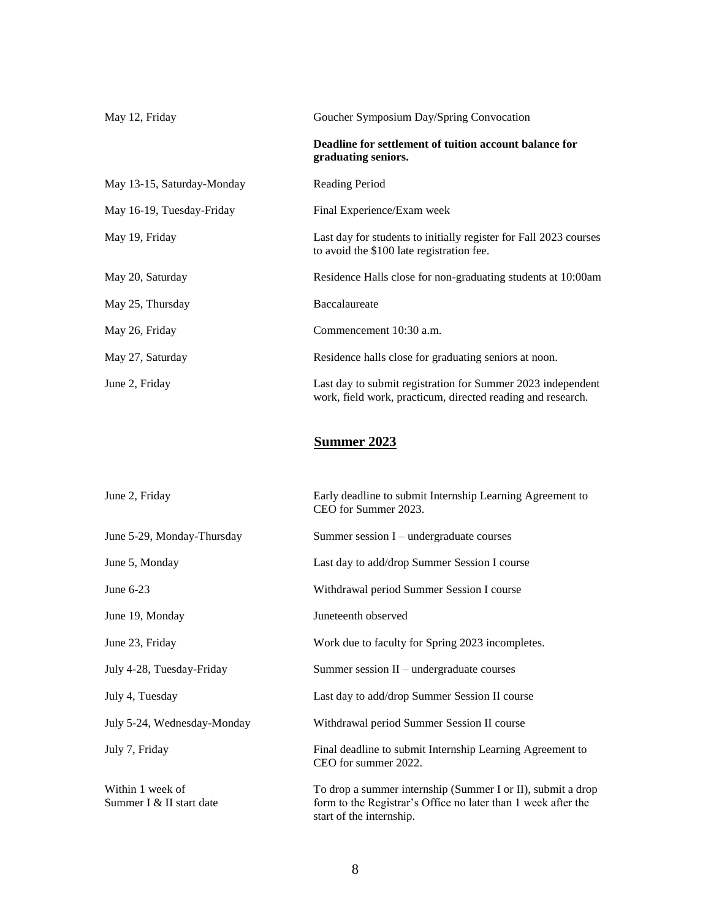| | |
|---|---|
| May 12, Friday | Goucher Symposium Day/Spring Convocation |
| | **Deadline for settlement of tuition account balance for graduating seniors.** |
| May 13-15, Saturday-Monday | Reading Period |
| May 16-19, Tuesday-Friday | Final Experience/Exam week |
| May 19, Friday | Last day for students to initially register for Fall 2023 courses to avoid the $100 late registration fee. |
| May 20, Saturday | Residence Halls close for non-graduating students at 10:00am |
| May 25, Thursday | Baccalaureate |
| May 26, Friday | Commencement 10:30 a.m. |
| May 27, Saturday | Residence halls close for graduating seniors at noon. |
| June 2, Friday | Last day to submit registration for Summer 2023 independent work, field work, practicum, directed reading and research. |

## Summer 2023

| | |
|---|---|
| June 2, Friday | Early deadline to submit Internship Learning Agreement to CEO for Summer 2023. |
| June 5-29, Monday-Thursday | Summer session I – undergraduate courses |
| June 5, Monday | Last day to add/drop Summer Session I course |
| June 6-23 | Withdrawal period Summer Session I course |
| June 19, Monday | Juneteenth observed |
| June 23, Friday | Work due to faculty for Spring 2023 incompletes. |
| July 4-28, Tuesday-Friday | Summer session II – undergraduate courses |
| July 4, Tuesday | Last day to add/drop Summer Session II course |
| July 5-24, Wednesday-Monday | Withdrawal period Summer Session II course |
| July 7, Friday | Final deadline to submit Internship Learning Agreement to CEO for summer 2022. |
| Within 1 week of Summer I & II start date | To drop a summer internship (Summer I or II), submit a drop form to the Registrar's Office no later than 1 week after the start of the internship. |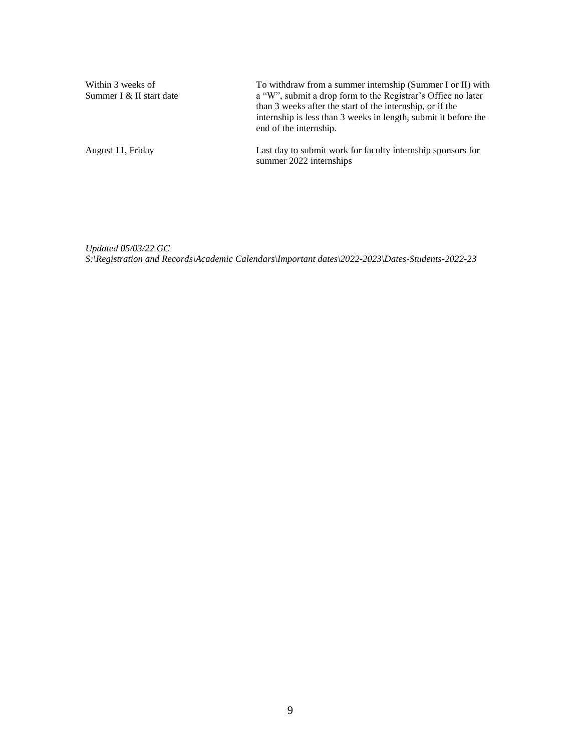| | |
|---|---|
| Within 3 weeks of Summer I & II start date | To withdraw from a summer internship (Summer I or II) with a "W", submit a drop form to the Registrar's Office no later than 3 weeks after the start of the internship, or if the internship is less than 3 weeks in length, submit it before the end of the internship. |
| August 11, Friday | Last day to submit work for faculty internship sponsors for summer 2022 internships |

*Updated 05/03/22 GC*
*S:\Registration and Records\Academic Calendars\Important dates\2022-2023\Dates-Students-2022-23*